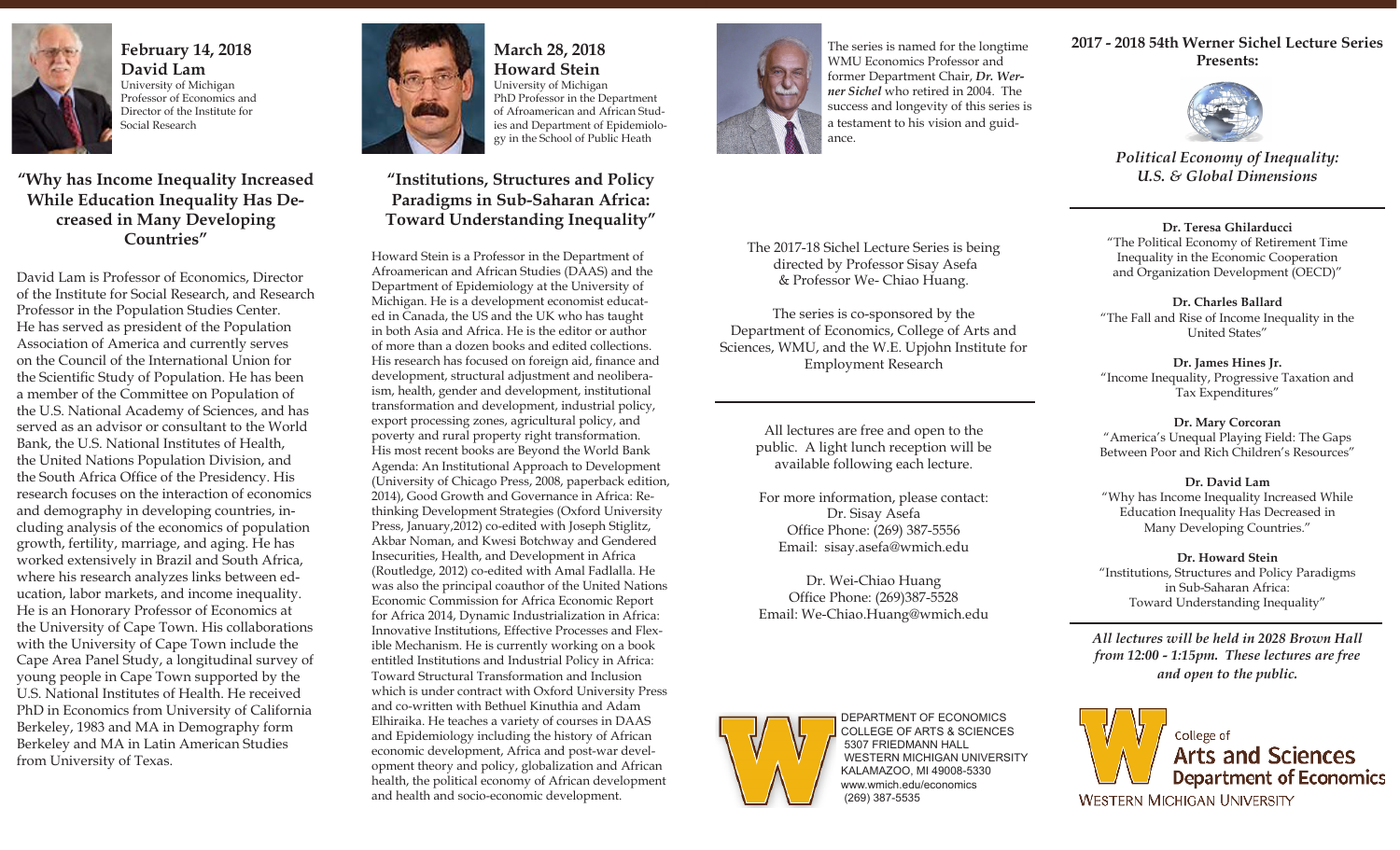## February 14, 2018
## David Lam

University of Michigan
Professor of Economics and Director of the Institute for Social Research

### "Why has Income Inequality Increased While Education Inequality Has Decreased in Many Developing Countries"

David Lam is Professor of Economics, Director of the Institute for Social Research, and Research Professor in the Population Studies Center. He has served as president of the Population Association of America and currently serves on the Council of the International Union for the Scientific Study of Population. He has been a member of the Committee on Population of the U.S. National Academy of Sciences, and has served as an advisor or consultant to the World Bank, the U.S. National Institutes of Health, the United Nations Population Division, and the South Africa Office of the Presidency. His research focuses on the interaction of economics and demography in developing countries, including analysis of the economics of population growth, fertility, marriage, and aging. He has worked extensively in Brazil and South Africa, where his research analyzes links between education, labor markets, and income inequality. He is an Honorary Professor of Economics at the University of Cape Town. His collaborations with the University of Cape Town include the Cape Area Panel Study, a longitudinal survey of young people in Cape Town supported by the U.S. National Institutes of Health. He received PhD in Economics from University of California Berkeley, 1983 and MA in Demography form Berkeley and MA in Latin American Studies from University of Texas.

## March 28, 2018
## Howard Stein

University of Michigan
PhD Professor in the Department of Afroamerican and African Studies and Department of Epidemiology in the School of Public Heath

### "Institutions, Structures and Policy Paradigms in Sub-Saharan Africa: Toward Understanding Inequality"

Howard Stein is a Professor in the Department of Afroamerican and African Studies (DAAS) and the Department of Epidemiology at the University of Michigan. He is a development economist educated in Canada, the US and the UK who has taught in both Asia and Africa. He is the editor or author of more than a dozen books and edited collections. His research has focused on foreign aid, finance and development, structural adjustment and neoliberalism, health, gender and development, institutional transformation and development, industrial policy, export processing zones, agricultural policy, and poverty and rural property right transformation. His most recent books are Beyond the World Bank Agenda: An Institutional Approach to Development (University of Chicago Press, 2008, paperback edition, 2014), Good Growth and Governance in Africa: Rethinking Development Strategies (Oxford University Press, January,2012) co-edited with Joseph Stiglitz, Akbar Noman, and Kwesi Botchway and Gendered Insecurities, Health, and Development in Africa (Routledge, 2012) co-edited with Amal Fadlalla. He was also the principal coauthor of the United Nations Economic Commission for Africa Economic Report for Africa 2014, Dynamic Industrialization in Africa: Innovative Institutions, Effective Processes and Flexible Mechanism. He is currently working on a book entitled Institutions and Industrial Policy in Africa: Toward Structural Transformation and Inclusion which is under contract with Oxford University Press and co-written with Bethuel Kinuthia and Adam Elhiraika. He teaches a variety of courses in DAAS and Epidemiology including the history of African economic development, Africa and post-war development theory and policy, globalization and African health, the political economy of African development and health and socio-economic development.

The series is named for the longtime WMU Economics Professor and former Department Chair, ***Dr. Werner Sichel*** who retired in 2004. The success and longevity of this series is a testament to his vision and guidance.

The 2017-18 Sichel Lecture Series is being directed by Professor Sisay Asefa & Professor We- Chiao Huang.

The series is co-sponsored by the Department of Economics, College of Arts and Sciences, WMU, and the W.E. Upjohn Institute for Employment Research

All lectures are free and open to the public. A light lunch reception will be available following each lecture.

For more information, please contact:
Dr. Sisay Asefa
Office Phone: (269) 387-5556
Email: sisay.asefa@wmich.edu

Dr. Wei-Chiao Huang
Office Phone: (269)387-5528
Email: We-Chiao.Huang@wmich.edu

DEPARTMENT OF ECONOMICS
COLLEGE OF ARTS & SCIENCES
5307 FRIEDMANN HALL
WESTERN MICHIGAN UNIVERSITY
KALAMAZOO, MI 49008-5330
www.wmich.edu/economics
(269) 387-5535

## 2017 - 2018 54th Werner Sichel Lecture Series Presents:

### *Political Economy of Inequality: U.S. & Global Dimensions*

**Dr. Teresa Ghilarducci**
"The Political Economy of Retirement Time Inequality in the Economic Cooperation and Organization Development (OECD)"

**Dr. Charles Ballard**
"The Fall and Rise of Income Inequality in the United States"

**Dr. James Hines Jr.**
"Income Inequality, Progressive Taxation and Tax Expenditures"

**Dr. Mary Corcoran**
"America's Unequal Playing Field: The Gaps Between Poor and Rich Children's Resources"

**Dr. David Lam**
"Why has Income Inequality Increased While Education Inequality Has Decreased in Many Developing Countries."

**Dr. Howard Stein**
"Institutions, Structures and Policy Paradigms in Sub-Saharan Africa: Toward Understanding Inequality"

***All lectures will be held in 2028 Brown Hall from 12:00 - 1:15pm. These lectures are free and open to the public.***

College of Arts and Sciences
Department of Economics
WESTERN MICHIGAN UNIVERSITY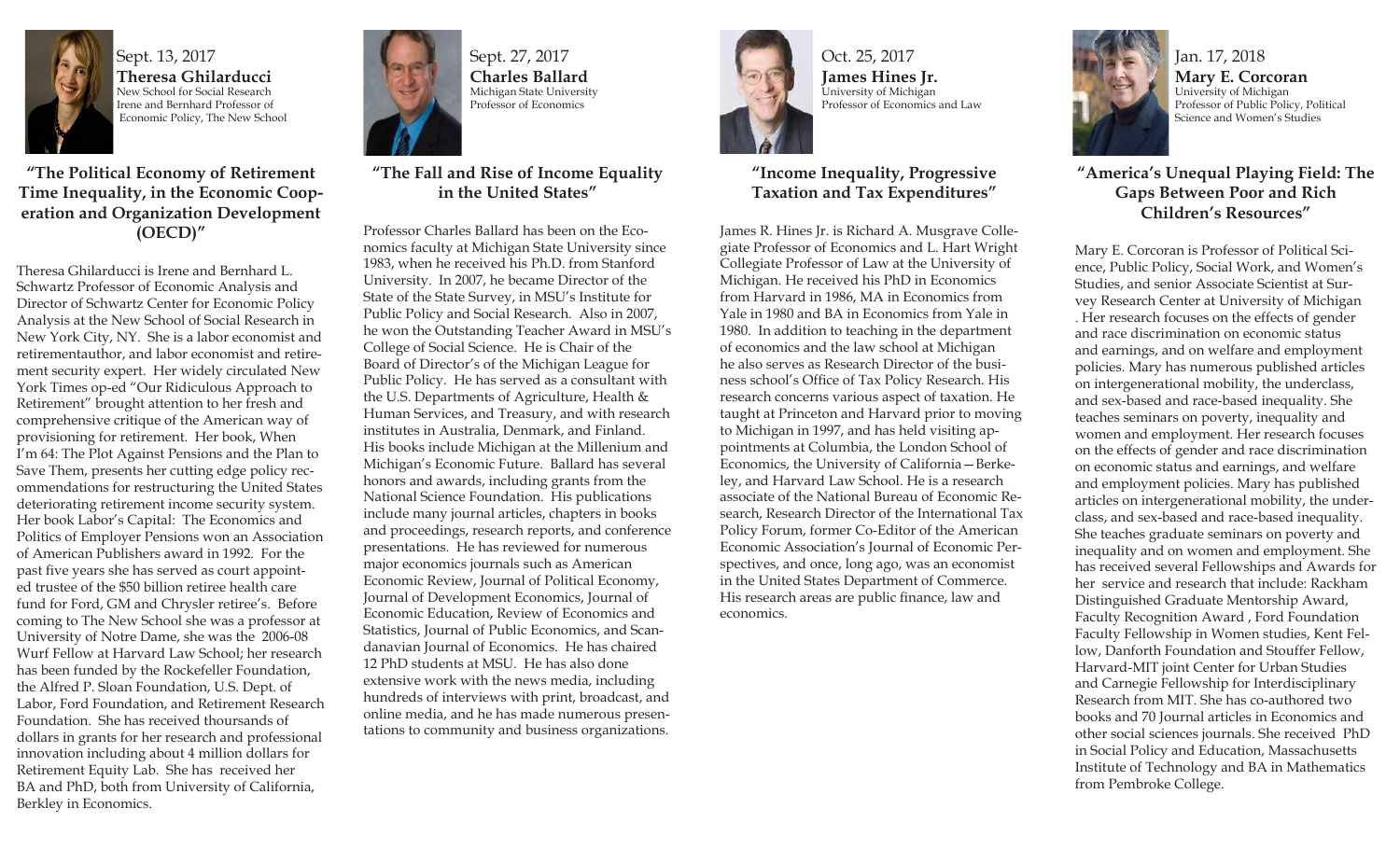Sept. 13, 2017

**Theresa Ghilarducci**

New School for Social Research
Irene and Bernhard Professor of Economic Policy, The New School

### "The Political Economy of Retirement Time Inequality, in the Economic Cooperation and Organization Development (OECD)"

Theresa Ghilarducci is Irene and Bernhard L. Schwartz Professor of Economic Analysis and Director of Schwartz Center for Economic Policy Analysis at the New School of Social Research in New York City, NY. She is a labor economist and retirementauthor, and labor economist and retirement security expert. Her widely circulated New York Times op-ed "Our Ridiculous Approach to Retirement" brought attention to her fresh and comprehensive critique of the American way of provisioning for retirement. Her book, When I'm 64: The Plot Against Pensions and the Plan to Save Them, presents her cutting edge policy recommendations for restructuring the United States deteriorating retirement income security system. Her book Labor's Capital: The Economics and Politics of Employer Pensions won an Association of American Publishers award in 1992. For the past five years she has served as court appointed trustee of the $50 billion retiree health care fund for Ford, GM and Chrysler retiree's. Before coming to The New School she was a professor at University of Notre Dame, she was the 2006-08 Wurf Fellow at Harvard Law School; her research has been funded by the Rockefeller Foundation, the Alfred P. Sloan Foundation, U.S. Dept. of Labor, Ford Foundation, and Retirement Research Foundation. She has received thoursands of dollars in grants for her research and professional innovation including about 4 million dollars for Retirement Equity Lab. She has received her BA and PhD, both from University of California, Berkley in Economics.

Sept. 27, 2017

**Charles Ballard**

Michigan State University
Professor of Economics

### "The Fall and Rise of Income Equality in the United States"

Professor Charles Ballard has been on the Economics faculty at Michigan State University since 1983, when he received his Ph.D. from Stanford University. In 2007, he became Director of the State of the State Survey, in MSU's Institute for Public Policy and Social Research. Also in 2007, he won the Outstanding Teacher Award in MSU's College of Social Science. He is Chair of the Board of Director's of the Michigan League for Public Policy. He has served as a consultant with the U.S. Departments of Agriculture, Health & Human Services, and Treasury, and with research institutes in Australia, Denmark, and Finland. His books include Michigan at the Millenium and Michigan's Economic Future. Ballard has several honors and awards, including grants from the National Science Foundation. His publications include many journal articles, chapters in books and proceedings, research reports, and conference presentations. He has reviewed for numerous major economics journals such as American Economic Review, Journal of Political Economy, Journal of Development Economics, Journal of Economic Education, Review of Economics and Statistics, Journal of Public Economics, and Scandanavian Journal of Economics. He has chaired 12 PhD students at MSU. He has also done extensive work with the news media, including hundreds of interviews with print, broadcast, and online media, and he has made numerous presentations to community and business organizations.

Oct. 25, 2017

**James Hines Jr.**

University of Michigan
Professor of Economics and Law

### "Income Inequality, Progressive Taxation and Tax Expenditures"

James R. Hines Jr. is Richard A. Musgrave Collegiate Professor of Economics and L. Hart Wright Collegiate Professor of Law at the University of Michigan. He received his PhD in Economics from Harvard in 1986, MA in Economics from Yale in 1980 and BA in Economics from Yale in 1980. In addition to teaching in the department of economics and the law school at Michigan he also serves as Research Director of the business school's Office of Tax Policy Research. His research concerns various aspect of taxation. He taught at Princeton and Harvard prior to moving to Michigan in 1997, and has held visiting appointments at Columbia, the London School of Economics, the University of California—Berkeley, and Harvard Law School. He is a research associate of the National Bureau of Economic Research, Research Director of the International Tax Policy Forum, former Co-Editor of the American Economic Association's Journal of Economic Perspectives, and once, long ago, was an economist in the United States Department of Commerce. His research areas are public finance, law and economics.

Jan. 17, 2018

**Mary E. Corcoran**

University of Michigan
Professor of Public Policy, Political Science and Women's Studies

### "America's Unequal Playing Field: The Gaps Between Poor and Rich Children's Resources"

Mary E. Corcoran is Professor of Political Science, Public Policy, Social Work, and Women's Studies, and senior Associate Scientist at Survey Research Center at University of Michigan. Her research focuses on the effects of gender and race discrimination on economic status and earnings, and on welfare and employment policies. Mary has numerous published articles on intergenerational mobility, the underclass, and sex-based and race-based inequality. She teaches seminars on poverty, inequality and women and employment. Her research focuses on the effects of gender and race discrimination on economic status and earnings, and welfare and employment policies. Mary has published articles on intergenerational mobility, the underclass, and sex-based and race-based inequality. She teaches graduate seminars on poverty and inequality and on women and employment. She has received several Fellowships and Awards for her service and research that include: Rackham Distinguished Graduate Mentorship Award, Faculty Recognition Award , Ford Foundation Faculty Fellowship in Women studies, Kent Fellow, Danforth Foundation and Stouffer Fellow, Harvard-MIT joint Center for Urban Studies and Carnegie Fellowship for Interdisciplinary Research from MIT. She has co-authored two books and 70 Journal articles in Economics and other social sciences journals. She received PhD in Social Policy and Education, Massachusetts Institute of Technology and BA in Mathematics from Pembroke College.